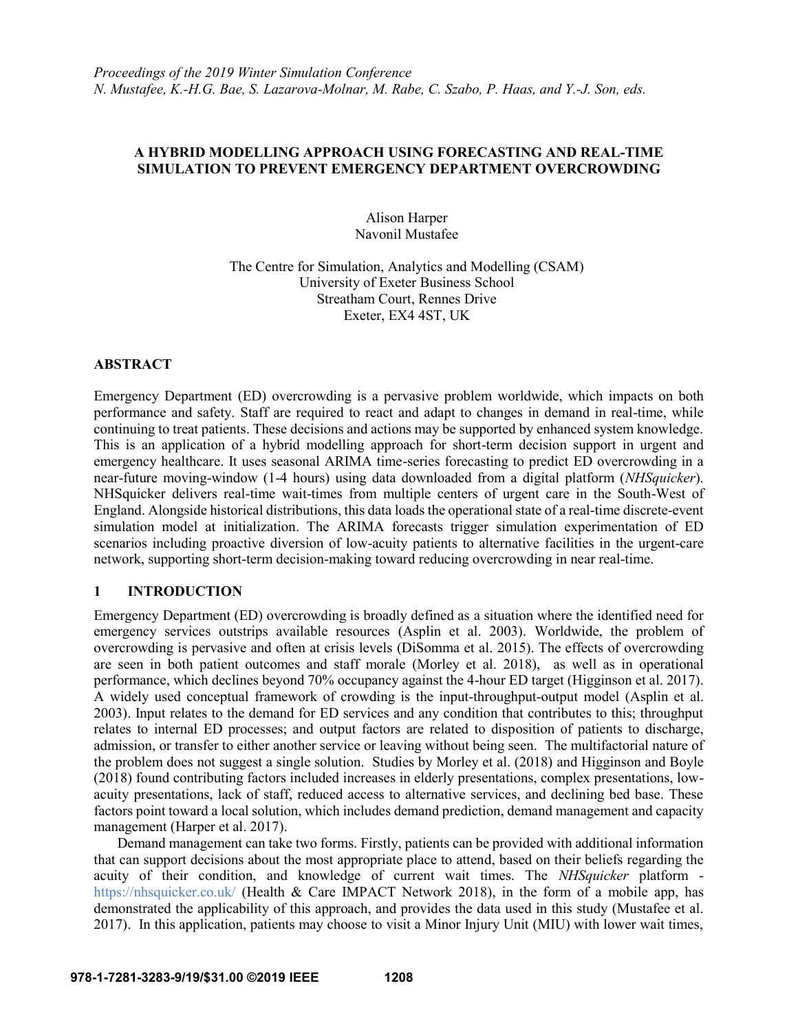*Proceedings of the 2019 Winter Simulation Conference*
*N. Mustafee, K.-H.G. Bae, S. Lazarova-Molnar, M. Rabe, C. Szabo, P. Haas, and Y.-J. Son, eds.*

# A HYBRID MODELLING APPROACH USING FORECASTING AND REAL-TIME SIMULATION TO PREVENT EMERGENCY DEPARTMENT OVERCROWDING

Alison Harper
Navonil Mustafee

The Centre for Simulation, Analytics and Modelling (CSAM)
University of Exeter Business School
Streatham Court, Rennes Drive
Exeter, EX4 4ST, UK

## ABSTRACT

Emergency Department (ED) overcrowding is a pervasive problem worldwide, which impacts on both performance and safety. Staff are required to react and adapt to changes in demand in real-time, while continuing to treat patients. These decisions and actions may be supported by enhanced system knowledge. This is an application of a hybrid modelling approach for short-term decision support in urgent and emergency healthcare. It uses seasonal ARIMA time-series forecasting to predict ED overcrowding in a near-future moving-window (1-4 hours) using data downloaded from a digital platform (*NHSquicker*). NHSquicker delivers real-time wait-times from multiple centers of urgent care in the South-West of England. Alongside historical distributions, this data loads the operational state of a real-time discrete-event simulation model at initialization. The ARIMA forecasts trigger simulation experimentation of ED scenarios including proactive diversion of low-acuity patients to alternative facilities in the urgent-care network, supporting short-term decision-making toward reducing overcrowding in near real-time.

## 1 INTRODUCTION

Emergency Department (ED) overcrowding is broadly defined as a situation where the identified need for emergency services outstrips available resources (Asplin et al. 2003). Worldwide, the problem of overcrowding is pervasive and often at crisis levels (DiSomma et al. 2015). The effects of overcrowding are seen in both patient outcomes and staff morale (Morley et al. 2018), as well as in operational performance, which declines beyond 70% occupancy against the 4-hour ED target (Higginson et al. 2017). A widely used conceptual framework of crowding is the input-throughput-output model (Asplin et al. 2003). Input relates to the demand for ED services and any condition that contributes to this; throughput relates to internal ED processes; and output factors are related to disposition of patients to discharge, admission, or transfer to either another service or leaving without being seen. The multifactorial nature of the problem does not suggest a single solution. Studies by Morley et al. (2018) and Higginson and Boyle (2018) found contributing factors included increases in elderly presentations, complex presentations, low-acuity presentations, lack of staff, reduced access to alternative services, and declining bed base. These factors point toward a local solution, which includes demand prediction, demand management and capacity management (Harper et al. 2017).

Demand management can take two forms. Firstly, patients can be provided with additional information that can support decisions about the most appropriate place to attend, based on their beliefs regarding the acuity of their condition, and knowledge of current wait times. The *NHSquicker* platform - https://nhsquicker.co.uk/ (Health & Care IMPACT Network 2018), in the form of a mobile app, has demonstrated the applicability of this approach, and provides the data used in this study (Mustafee et al. 2017). In this application, patients may choose to visit a Minor Injury Unit (MIU) with lower wait times,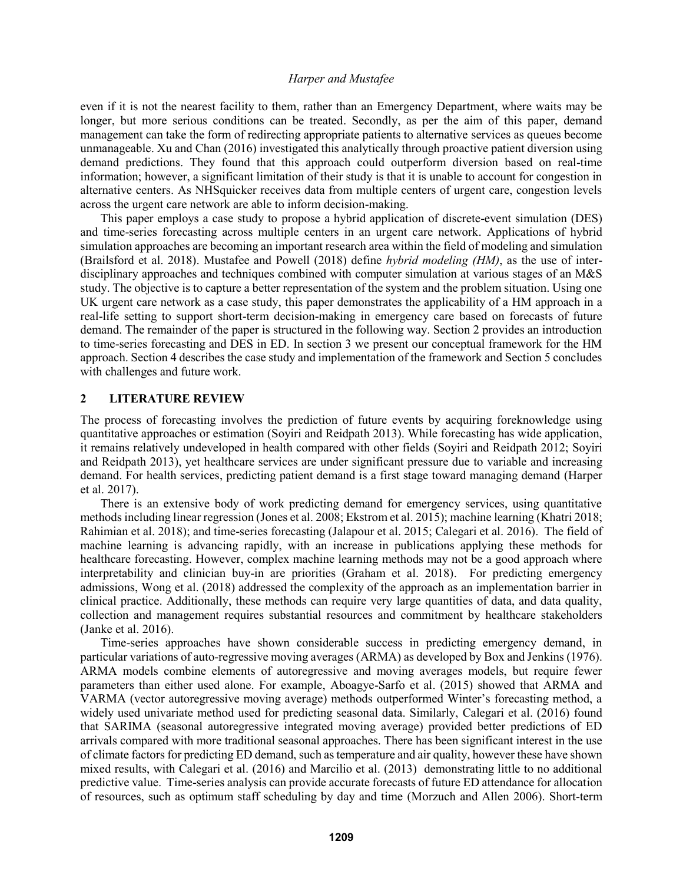even if it is not the nearest facility to them, rather than an Emergency Department, where waits may be longer, but more serious conditions can be treated. Secondly, as per the aim of this paper, demand management can take the form of redirecting appropriate patients to alternative services as queues become unmanageable. Xu and Chan (2016) investigated this analytically through proactive patient diversion using demand predictions. They found that this approach could outperform diversion based on real-time information; however, a significant limitation of their study is that it is unable to account for congestion in alternative centers. As NHSquicker receives data from multiple centers of urgent care, congestion levels across the urgent care network are able to inform decision-making.

This paper employs a case study to propose a hybrid application of discrete-event simulation (DES) and time-series forecasting across multiple centers in an urgent care network. Applications of hybrid simulation approaches are becoming an important research area within the field of modeling and simulation (Brailsford et al. 2018). Mustafee and Powell (2018) define *hybrid modeling (HM)*, as the use of inter-disciplinary approaches and techniques combined with computer simulation at various stages of an M&S study. The objective is to capture a better representation of the system and the problem situation. Using one UK urgent care network as a case study, this paper demonstrates the applicability of a HM approach in a real-life setting to support short-term decision-making in emergency care based on forecasts of future demand. The remainder of the paper is structured in the following way. Section 2 provides an introduction to time-series forecasting and DES in ED. In section 3 we present our conceptual framework for the HM approach. Section 4 describes the case study and implementation of the framework and Section 5 concludes with challenges and future work.

## 2 LITERATURE REVIEW

The process of forecasting involves the prediction of future events by acquiring foreknowledge using quantitative approaches or estimation (Soyiri and Reidpath 2013). While forecasting has wide application, it remains relatively undeveloped in health compared with other fields (Soyiri and Reidpath 2012; Soyiri and Reidpath 2013), yet healthcare services are under significant pressure due to variable and increasing demand. For health services, predicting patient demand is a first stage toward managing demand (Harper et al. 2017).

There is an extensive body of work predicting demand for emergency services, using quantitative methods including linear regression (Jones et al. 2008; Ekstrom et al. 2015); machine learning (Khatri 2018; Rahimian et al. 2018); and time-series forecasting (Jalapour et al. 2015; Calegari et al. 2016). The field of machine learning is advancing rapidly, with an increase in publications applying these methods for healthcare forecasting. However, complex machine learning methods may not be a good approach where interpretability and clinician buy-in are priorities (Graham et al. 2018). For predicting emergency admissions, Wong et al. (2018) addressed the complexity of the approach as an implementation barrier in clinical practice. Additionally, these methods can require very large quantities of data, and data quality, collection and management requires substantial resources and commitment by healthcare stakeholders (Janke et al. 2016).

Time-series approaches have shown considerable success in predicting emergency demand, in particular variations of auto-regressive moving averages (ARMA) as developed by Box and Jenkins (1976). ARMA models combine elements of autoregressive and moving averages models, but require fewer parameters than either used alone. For example, Aboagye-Sarfo et al. (2015) showed that ARMA and VARMA (vector autoregressive moving average) methods outperformed Winter's forecasting method, a widely used univariate method used for predicting seasonal data. Similarly, Calegari et al. (2016) found that SARIMA (seasonal autoregressive integrated moving average) provided better predictions of ED arrivals compared with more traditional seasonal approaches. There has been significant interest in the use of climate factors for predicting ED demand, such as temperature and air quality, however these have shown mixed results, with Calegari et al. (2016) and Marcilio et al. (2013) demonstrating little to no additional predictive value. Time-series analysis can provide accurate forecasts of future ED attendance for allocation of resources, such as optimum staff scheduling by day and time (Morzuch and Allen 2006). Short-term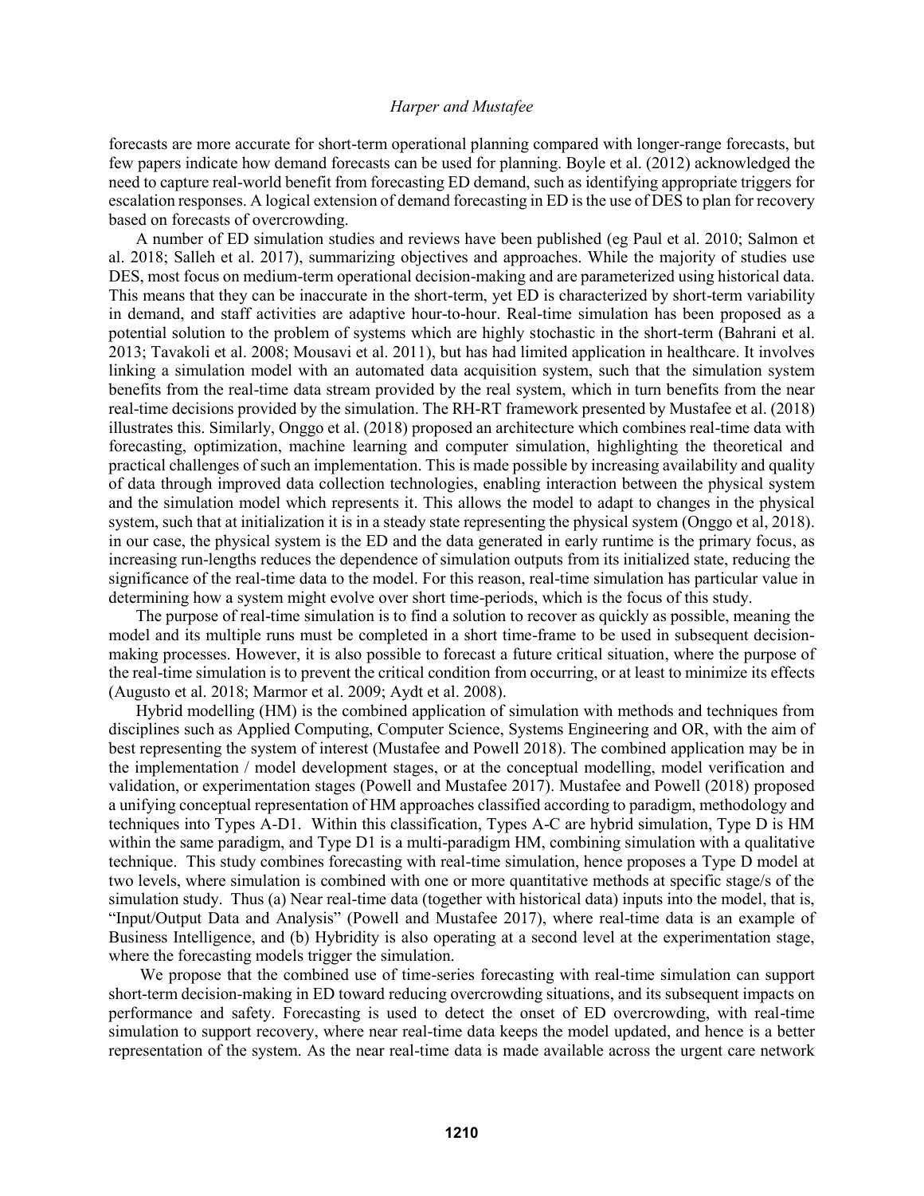forecasts are more accurate for short-term operational planning compared with longer-range forecasts, but few papers indicate how demand forecasts can be used for planning. Boyle et al. (2012) acknowledged the need to capture real-world benefit from forecasting ED demand, such as identifying appropriate triggers for escalation responses. A logical extension of demand forecasting in ED is the use of DES to plan for recovery based on forecasts of overcrowding.

A number of ED simulation studies and reviews have been published (eg Paul et al. 2010; Salmon et al. 2018; Salleh et al. 2017), summarizing objectives and approaches. While the majority of studies use DES, most focus on medium-term operational decision-making and are parameterized using historical data. This means that they can be inaccurate in the short-term, yet ED is characterized by short-term variability in demand, and staff activities are adaptive hour-to-hour. Real-time simulation has been proposed as a potential solution to the problem of systems which are highly stochastic in the short-term (Bahrani et al. 2013; Tavakoli et al. 2008; Mousavi et al. 2011), but has had limited application in healthcare. It involves linking a simulation model with an automated data acquisition system, such that the simulation system benefits from the real-time data stream provided by the real system, which in turn benefits from the near real-time decisions provided by the simulation. The RH-RT framework presented by Mustafee et al. (2018) illustrates this. Similarly, Onggo et al. (2018) proposed an architecture which combines real-time data with forecasting, optimization, machine learning and computer simulation, highlighting the theoretical and practical challenges of such an implementation. This is made possible by increasing availability and quality of data through improved data collection technologies, enabling interaction between the physical system and the simulation model which represents it. This allows the model to adapt to changes in the physical system, such that at initialization it is in a steady state representing the physical system (Onggo et al, 2018). in our case, the physical system is the ED and the data generated in early runtime is the primary focus, as increasing run-lengths reduces the dependence of simulation outputs from its initialized state, reducing the significance of the real-time data to the model. For this reason, real-time simulation has particular value in determining how a system might evolve over short time-periods, which is the focus of this study.

The purpose of real-time simulation is to find a solution to recover as quickly as possible, meaning the model and its multiple runs must be completed in a short time-frame to be used in subsequent decision-making processes. However, it is also possible to forecast a future critical situation, where the purpose of the real-time simulation is to prevent the critical condition from occurring, or at least to minimize its effects (Augusto et al. 2018; Marmor et al. 2009; Aydt et al. 2008).

Hybrid modelling (HM) is the combined application of simulation with methods and techniques from disciplines such as Applied Computing, Computer Science, Systems Engineering and OR, with the aim of best representing the system of interest (Mustafee and Powell 2018). The combined application may be in the implementation / model development stages, or at the conceptual modelling, model verification and validation, or experimentation stages (Powell and Mustafee 2017). Mustafee and Powell (2018) proposed a unifying conceptual representation of HM approaches classified according to paradigm, methodology and techniques into Types A-D1. Within this classification, Types A-C are hybrid simulation, Type D is HM within the same paradigm, and Type D1 is a multi-paradigm HM, combining simulation with a qualitative technique. This study combines forecasting with real-time simulation, hence proposes a Type D model at two levels, where simulation is combined with one or more quantitative methods at specific stage/s of the simulation study. Thus (a) Near real-time data (together with historical data) inputs into the model, that is, "Input/Output Data and Analysis" (Powell and Mustafee 2017), where real-time data is an example of Business Intelligence, and (b) Hybridity is also operating at a second level at the experimentation stage, where the forecasting models trigger the simulation.

We propose that the combined use of time-series forecasting with real-time simulation can support short-term decision-making in ED toward reducing overcrowding situations, and its subsequent impacts on performance and safety. Forecasting is used to detect the onset of ED overcrowding, with real-time simulation to support recovery, where near real-time data keeps the model updated, and hence is a better representation of the system. As the near real-time data is made available across the urgent care network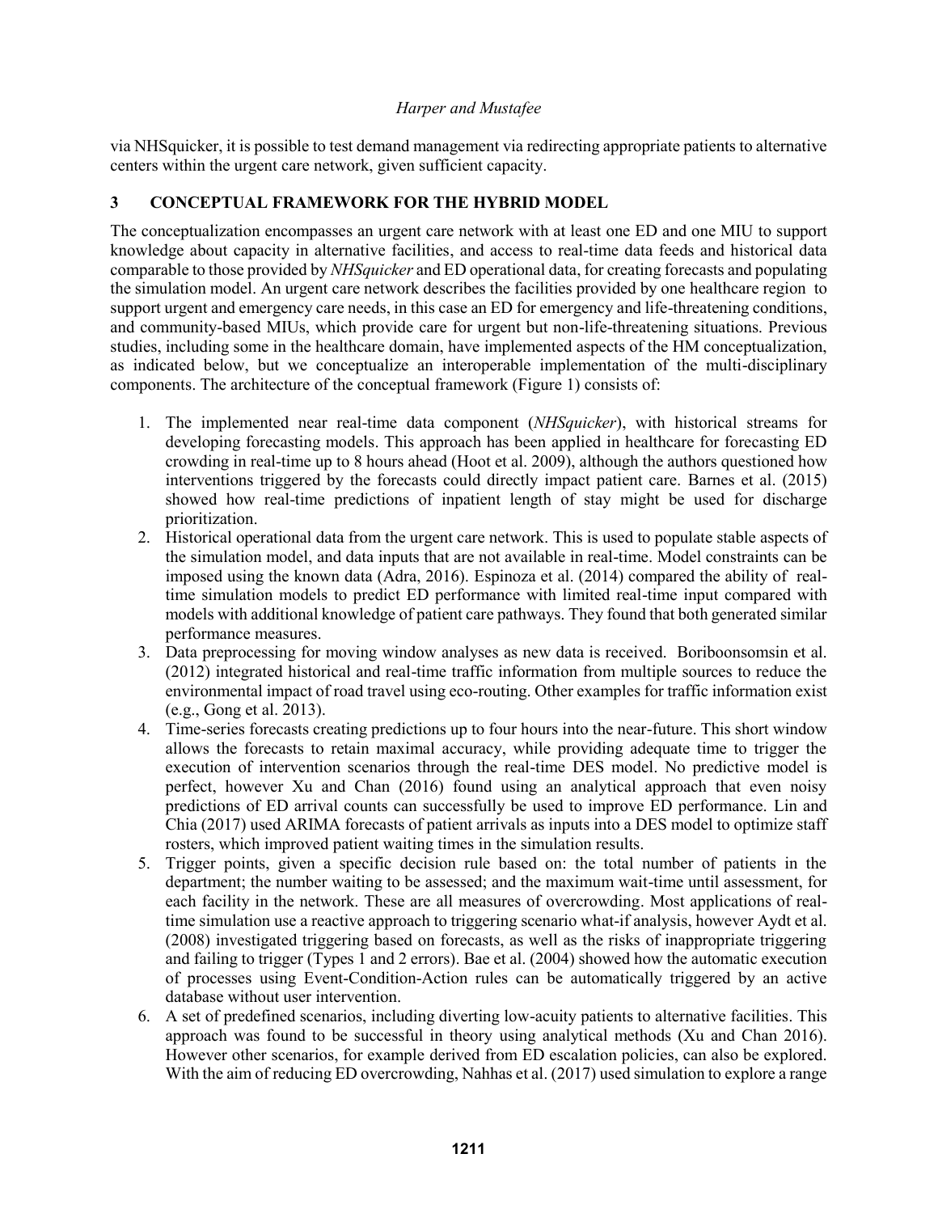via NHSquicker, it is possible to test demand management via redirecting appropriate patients to alternative centers within the urgent care network, given sufficient capacity.

## 3 CONCEPTUAL FRAMEWORK FOR THE HYBRID MODEL

The conceptualization encompasses an urgent care network with at least one ED and one MIU to support knowledge about capacity in alternative facilities, and access to real-time data feeds and historical data comparable to those provided by *NHSquicker* and ED operational data, for creating forecasts and populating the simulation model. An urgent care network describes the facilities provided by one healthcare region to support urgent and emergency care needs, in this case an ED for emergency and life-threatening conditions, and community-based MIUs, which provide care for urgent but non-life-threatening situations. Previous studies, including some in the healthcare domain, have implemented aspects of the HM conceptualization, as indicated below, but we conceptualize an interoperable implementation of the multi-disciplinary components. The architecture of the conceptual framework (Figure 1) consists of:

1. The implemented near real-time data component (*NHSquicker*), with historical streams for developing forecasting models. This approach has been applied in healthcare for forecasting ED crowding in real-time up to 8 hours ahead (Hoot et al. 2009), although the authors questioned how interventions triggered by the forecasts could directly impact patient care. Barnes et al. (2015) showed how real-time predictions of inpatient length of stay might be used for discharge prioritization.
2. Historical operational data from the urgent care network. This is used to populate stable aspects of the simulation model, and data inputs that are not available in real-time. Model constraints can be imposed using the known data (Adra, 2016). Espinoza et al. (2014) compared the ability of real-time simulation models to predict ED performance with limited real-time input compared with models with additional knowledge of patient care pathways. They found that both generated similar performance measures.
3. Data preprocessing for moving window analyses as new data is received. Boriboonsomsin et al. (2012) integrated historical and real-time traffic information from multiple sources to reduce the environmental impact of road travel using eco-routing. Other examples for traffic information exist (e.g., Gong et al. 2013).
4. Time-series forecasts creating predictions up to four hours into the near-future. This short window allows the forecasts to retain maximal accuracy, while providing adequate time to trigger the execution of intervention scenarios through the real-time DES model. No predictive model is perfect, however Xu and Chan (2016) found using an analytical approach that even noisy predictions of ED arrival counts can successfully be used to improve ED performance. Lin and Chia (2017) used ARIMA forecasts of patient arrivals as inputs into a DES model to optimize staff rosters, which improved patient waiting times in the simulation results.
5. Trigger points, given a specific decision rule based on: the total number of patients in the department; the number waiting to be assessed; and the maximum wait-time until assessment, for each facility in the network. These are all measures of overcrowding. Most applications of real-time simulation use a reactive approach to triggering scenario what-if analysis, however Aydt et al. (2008) investigated triggering based on forecasts, as well as the risks of inappropriate triggering and failing to trigger (Types 1 and 2 errors). Bae et al. (2004) showed how the automatic execution of processes using Event-Condition-Action rules can be automatically triggered by an active database without user intervention.
6. A set of predefined scenarios, including diverting low-acuity patients to alternative facilities. This approach was found to be successful in theory using analytical methods (Xu and Chan 2016). However other scenarios, for example derived from ED escalation policies, can also be explored. With the aim of reducing ED overcrowding, Nahhas et al. (2017) used simulation to explore a range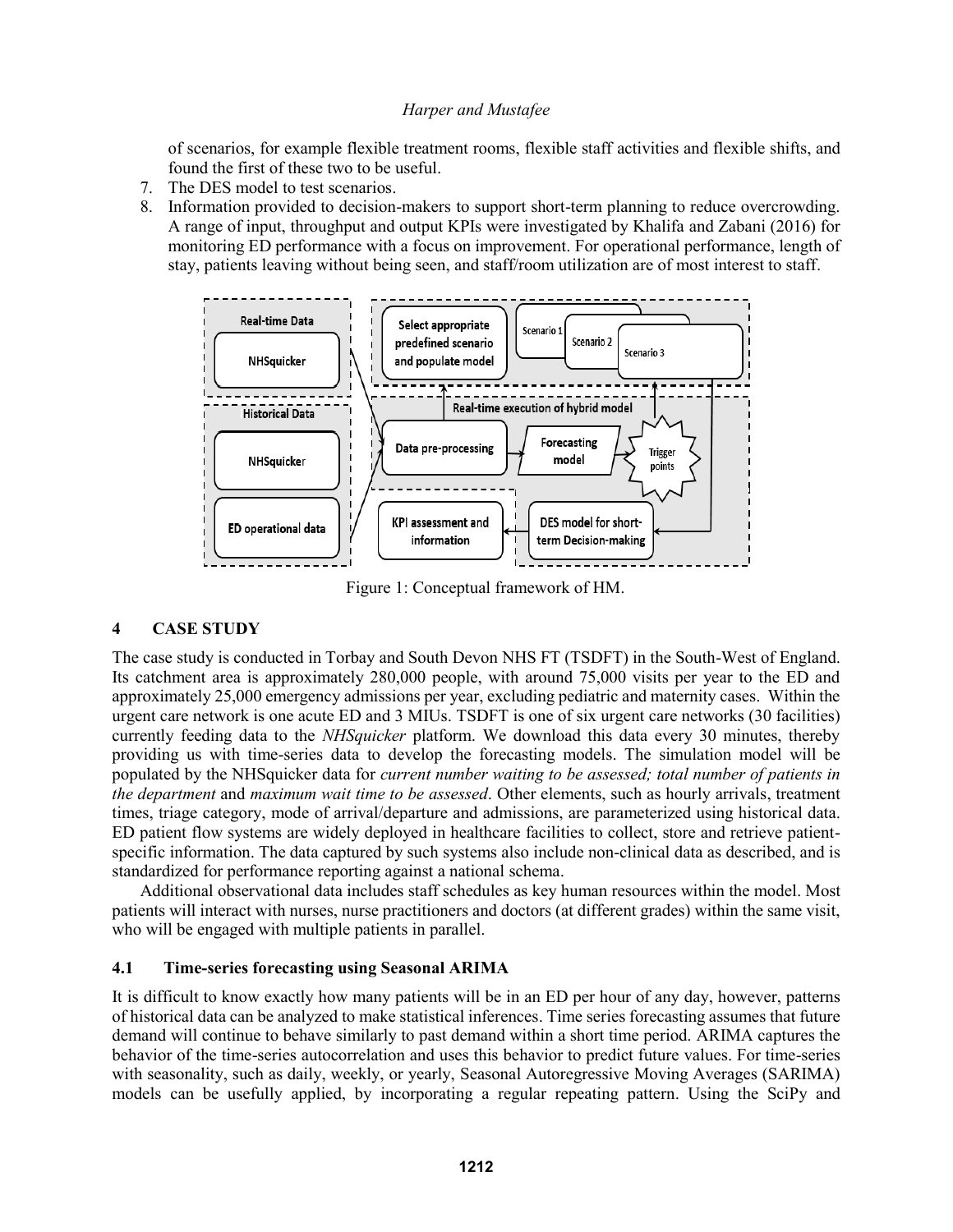of scenarios, for example flexible treatment rooms, flexible staff activities and flexible shifts, and found the first of these two to be useful.

7. The DES model to test scenarios.
8. Information provided to decision-makers to support short-term planning to reduce overcrowding. A range of input, throughput and output KPIs were investigated by Khalifa and Zabani (2016) for monitoring ED performance with a focus on improvement. For operational performance, length of stay, patients leaving without being seen, and staff/room utilization are of most interest to staff.

Figure 1: Conceptual framework of HM.

## 4 CASE STUDY

The case study is conducted in Torbay and South Devon NHS FT (TSDFT) in the South-West of England. Its catchment area is approximately 280,000 people, with around 75,000 visits per year to the ED and approximately 25,000 emergency admissions per year, excluding pediatric and maternity cases. Within the urgent care network is one acute ED and 3 MIUs. TSDFT is one of six urgent care networks (30 facilities) currently feeding data to the *NHSquicker* platform. We download this data every 30 minutes, thereby providing us with time-series data to develop the forecasting models. The simulation model will be populated by the NHSquicker data for *current number waiting to be assessed; total number of patients in the department* and *maximum wait time to be assessed*. Other elements, such as hourly arrivals, treatment times, triage category, mode of arrival/departure and admissions, are parameterized using historical data. ED patient flow systems are widely deployed in healthcare facilities to collect, store and retrieve patient-specific information. The data captured by such systems also include non-clinical data as described, and is standardized for performance reporting against a national schema.

Additional observational data includes staff schedules as key human resources within the model. Most patients will interact with nurses, nurse practitioners and doctors (at different grades) within the same visit, who will be engaged with multiple patients in parallel.

### 4.1 Time-series forecasting using Seasonal ARIMA

It is difficult to know exactly how many patients will be in an ED per hour of any day, however, patterns of historical data can be analyzed to make statistical inferences. Time series forecasting assumes that future demand will continue to behave similarly to past demand within a short time period. ARIMA captures the behavior of the time-series autocorrelation and uses this behavior to predict future values. For time-series with seasonality, such as daily, weekly, or yearly, Seasonal Autoregressive Moving Averages (SARIMA) models can be usefully applied, by incorporating a regular repeating pattern. Using the SciPy and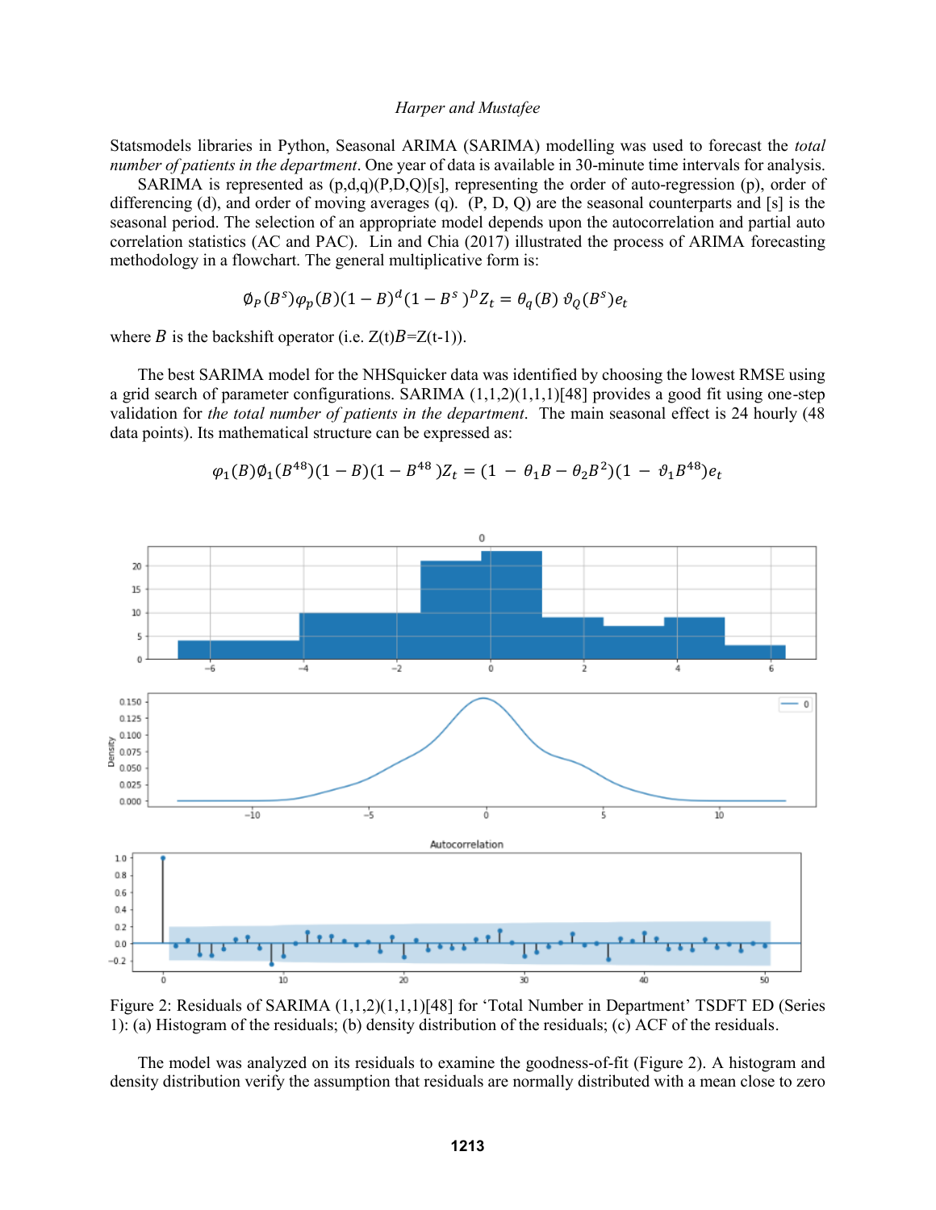Statsmodels libraries in Python, Seasonal ARIMA (SARIMA) modelling was used to forecast the *total number of patients in the department*. One year of data is available in 30-minute time intervals for analysis.

SARIMA is represented as (p,d,q)(P,D,Q)[s], representing the order of auto-regression (p), order of differencing (d), and order of moving averages (q). (P, D, Q) are the seasonal counterparts and [s] is the seasonal period. The selection of an appropriate model depends upon the autocorrelation and partial auto correlation statistics (AC and PAC). Lin and Chia (2017) illustrated the process of ARIMA forecasting methodology in a flowchart. The general multiplicative form is:

$$\emptyset_P(B^s)\varphi_p(B)(1-B)^d(1-B^s)^D Z_t = \theta_q(B)\,\vartheta_Q(B^s)e_t$$

where $B$ is the backshift operator (i.e. Z(t)$B$=Z(t-1)).

The best SARIMA model for the NHSquicker data was identified by choosing the lowest RMSE using a grid search of parameter configurations. SARIMA (1,1,2)(1,1,1)[48] provides a good fit using one-step validation for *the total number of patients in the department*. The main seasonal effect is 24 hourly (48 data points). Its mathematical structure can be expressed as:

$$\varphi_1(B)\emptyset_1(B^{48})(1-B)(1-B^{48})Z_t = (1-\theta_1 B-\theta_2 B^2)(1-\vartheta_1 B^{48})e_t$$

Figure 2: Residuals of SARIMA (1,1,2)(1,1,1)[48] for 'Total Number in Department' TSDFT ED (Series 1): (a) Histogram of the residuals; (b) density distribution of the residuals; (c) ACF of the residuals.

The model was analyzed on its residuals to examine the goodness-of-fit (Figure 2). A histogram and density distribution verify the assumption that residuals are normally distributed with a mean close to zero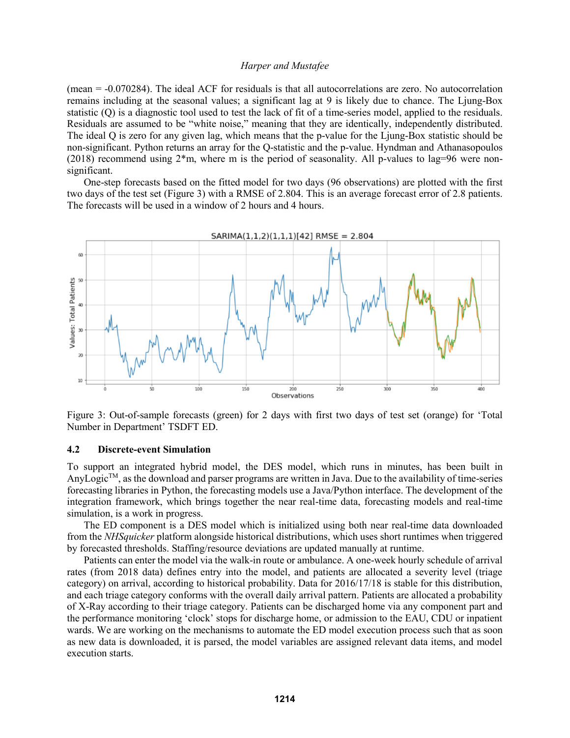(mean = -0.070284). The ideal ACF for residuals is that all autocorrelations are zero. No autocorrelation remains including at the seasonal values; a significant lag at 9 is likely due to chance. The Ljung-Box statistic (Q) is a diagnostic tool used to test the lack of fit of a time-series model, applied to the residuals. Residuals are assumed to be "white noise," meaning that they are identically, independently distributed. The ideal Q is zero for any given lag, which means that the p-value for the Ljung-Box statistic should be non-significant. Python returns an array for the Q-statistic and the p-value. Hyndman and Athanasopoulos (2018) recommend using 2*m, where m is the period of seasonality. All p-values to lag=96 were non-significant.

One-step forecasts based on the fitted model for two days (96 observations) are plotted with the first two days of the test set (Figure 3) with a RMSE of 2.804. This is an average forecast error of 2.8 patients. The forecasts will be used in a window of 2 hours and 4 hours.

Figure 3: Out-of-sample forecasts (green) for 2 days with first two days of test set (orange) for 'Total Number in Department' TSDFT ED.

### 4.2 Discrete-event Simulation

To support an integrated hybrid model, the DES model, which runs in minutes, has been built in AnyLogic™, as the download and parser programs are written in Java. Due to the availability of time-series forecasting libraries in Python, the forecasting models use a Java/Python interface. The development of the integration framework, which brings together the near real-time data, forecasting models and real-time simulation, is a work in progress.

The ED component is a DES model which is initialized using both near real-time data downloaded from the *NHSquicker* platform alongside historical distributions, which uses short runtimes when triggered by forecasted thresholds. Staffing/resource deviations are updated manually at runtime.

Patients can enter the model via the walk-in route or ambulance. A one-week hourly schedule of arrival rates (from 2018 data) defines entry into the model, and patients are allocated a severity level (triage category) on arrival, according to historical probability. Data for 2016/17/18 is stable for this distribution, and each triage category conforms with the overall daily arrival pattern. Patients are allocated a probability of X-Ray according to their triage category. Patients can be discharged home via any component part and the performance monitoring 'clock' stops for discharge home, or admission to the EAU, CDU or inpatient wards. We are working on the mechanisms to automate the ED model execution process such that as soon as new data is downloaded, it is parsed, the model variables are assigned relevant data items, and model execution starts.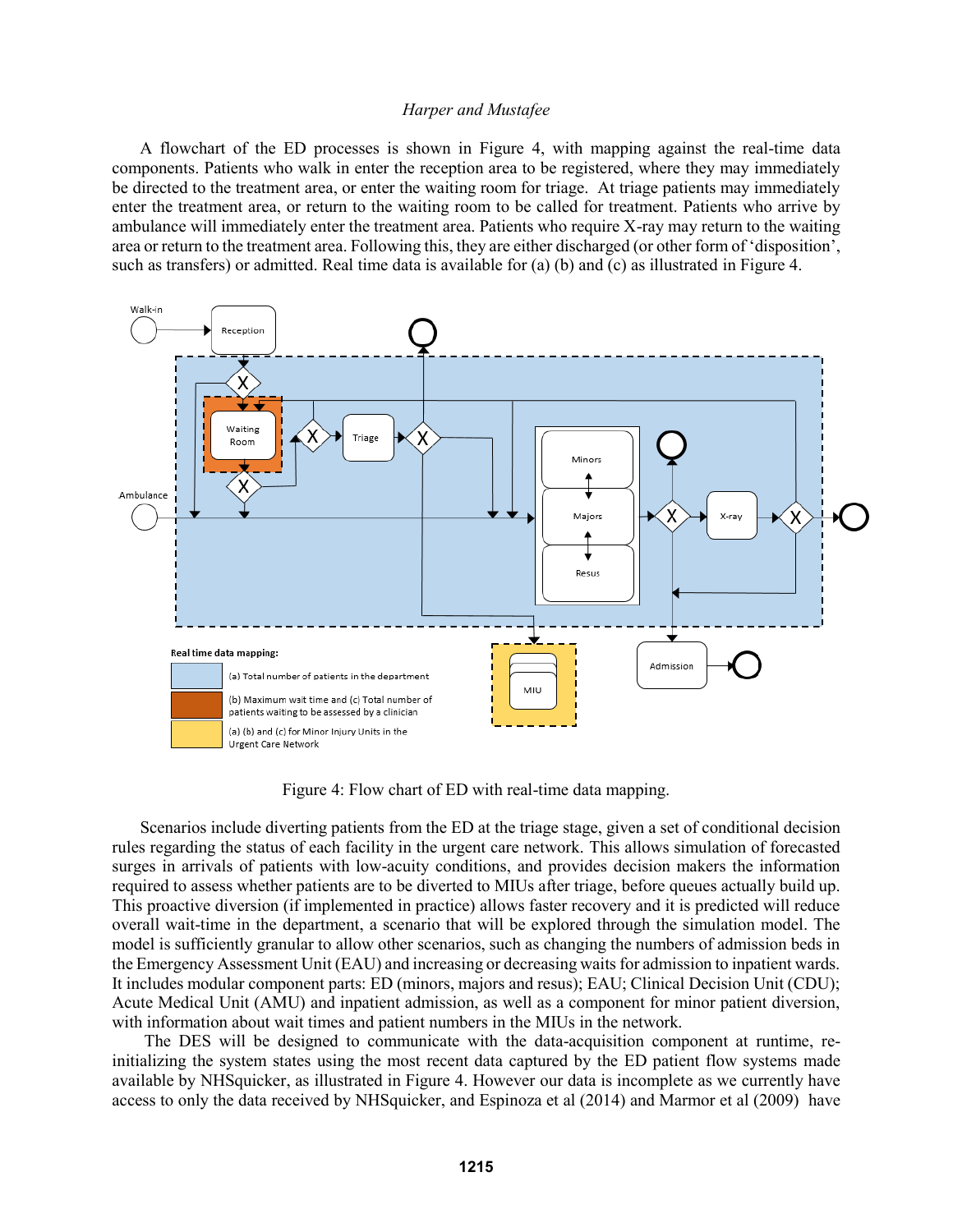A flowchart of the ED processes is shown in Figure 4, with mapping against the real-time data components. Patients who walk in enter the reception area to be registered, where they may immediately be directed to the treatment area, or enter the waiting room for triage. At triage patients may immediately enter the treatment area, or return to the waiting room to be called for treatment. Patients who arrive by ambulance will immediately enter the treatment area. Patients who require X-ray may return to the waiting area or return to the treatment area. Following this, they are either discharged (or other form of 'disposition', such as transfers) or admitted. Real time data is available for (a) (b) and (c) as illustrated in Figure 4.

Figure 4: Flow chart of ED with real-time data mapping.

Scenarios include diverting patients from the ED at the triage stage, given a set of conditional decision rules regarding the status of each facility in the urgent care network. This allows simulation of forecasted surges in arrivals of patients with low-acuity conditions, and provides decision makers the information required to assess whether patients are to be diverted to MIUs after triage, before queues actually build up. This proactive diversion (if implemented in practice) allows faster recovery and it is predicted will reduce overall wait-time in the department, a scenario that will be explored through the simulation model. The model is sufficiently granular to allow other scenarios, such as changing the numbers of admission beds in the Emergency Assessment Unit (EAU) and increasing or decreasing waits for admission to inpatient wards. It includes modular component parts: ED (minors, majors and resus); EAU; Clinical Decision Unit (CDU); Acute Medical Unit (AMU) and inpatient admission, as well as a component for minor patient diversion, with information about wait times and patient numbers in the MIUs in the network.

The DES will be designed to communicate with the data-acquisition component at runtime, re-initializing the system states using the most recent data captured by the ED patient flow systems made available by NHSquicker, as illustrated in Figure 4. However our data is incomplete as we currently have access to only the data received by NHSquicker, and Espinoza et al (2014) and Marmor et al (2009) have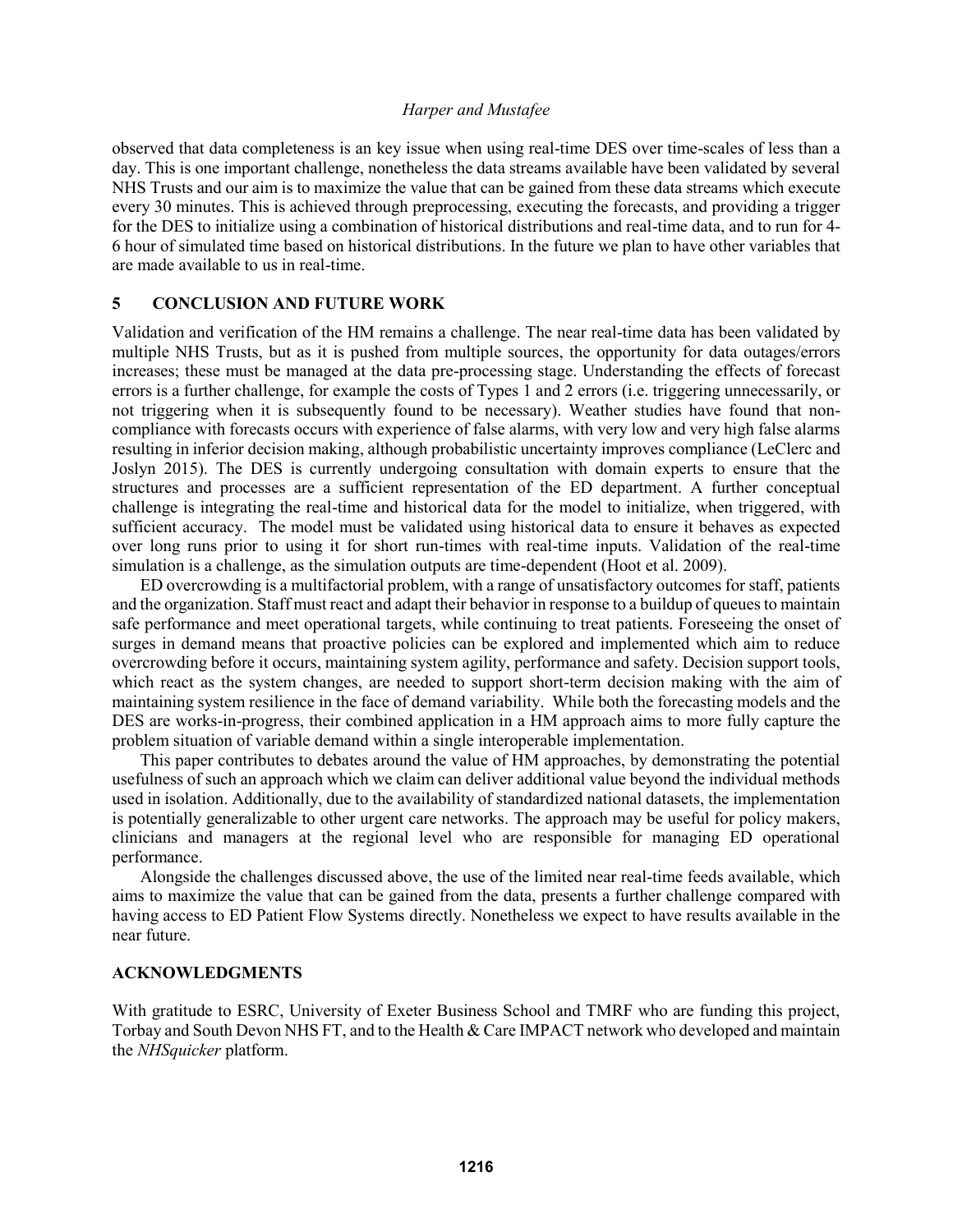observed that data completeness is an key issue when using real-time DES over time-scales of less than a day. This is one important challenge, nonetheless the data streams available have been validated by several NHS Trusts and our aim is to maximize the value that can be gained from these data streams which execute every 30 minutes. This is achieved through preprocessing, executing the forecasts, and providing a trigger for the DES to initialize using a combination of historical distributions and real-time data, and to run for 4-6 hour of simulated time based on historical distributions. In the future we plan to have other variables that are made available to us in real-time.

## 5 CONCLUSION AND FUTURE WORK

Validation and verification of the HM remains a challenge. The near real-time data has been validated by multiple NHS Trusts, but as it is pushed from multiple sources, the opportunity for data outages/errors increases; these must be managed at the data pre-processing stage. Understanding the effects of forecast errors is a further challenge, for example the costs of Types 1 and 2 errors (i.e. triggering unnecessarily, or not triggering when it is subsequently found to be necessary). Weather studies have found that non-compliance with forecasts occurs with experience of false alarms, with very low and very high false alarms resulting in inferior decision making, although probabilistic uncertainty improves compliance (LeClerc and Joslyn 2015). The DES is currently undergoing consultation with domain experts to ensure that the structures and processes are a sufficient representation of the ED department. A further conceptual challenge is integrating the real-time and historical data for the model to initialize, when triggered, with sufficient accuracy. The model must be validated using historical data to ensure it behaves as expected over long runs prior to using it for short run-times with real-time inputs. Validation of the real-time simulation is a challenge, as the simulation outputs are time-dependent (Hoot et al. 2009).

ED overcrowding is a multifactorial problem, with a range of unsatisfactory outcomes for staff, patients and the organization. Staff must react and adapt their behavior in response to a buildup of queues to maintain safe performance and meet operational targets, while continuing to treat patients. Foreseeing the onset of surges in demand means that proactive policies can be explored and implemented which aim to reduce overcrowding before it occurs, maintaining system agility, performance and safety. Decision support tools, which react as the system changes, are needed to support short-term decision making with the aim of maintaining system resilience in the face of demand variability. While both the forecasting models and the DES are works-in-progress, their combined application in a HM approach aims to more fully capture the problem situation of variable demand within a single interoperable implementation.

This paper contributes to debates around the value of HM approaches, by demonstrating the potential usefulness of such an approach which we claim can deliver additional value beyond the individual methods used in isolation. Additionally, due to the availability of standardized national datasets, the implementation is potentially generalizable to other urgent care networks. The approach may be useful for policy makers, clinicians and managers at the regional level who are responsible for managing ED operational performance.

Alongside the challenges discussed above, the use of the limited near real-time feeds available, which aims to maximize the value that can be gained from the data, presents a further challenge compared with having access to ED Patient Flow Systems directly. Nonetheless we expect to have results available in the near future.

## ACKNOWLEDGMENTS

With gratitude to ESRC, University of Exeter Business School and TMRF who are funding this project, Torbay and South Devon NHS FT, and to the Health & Care IMPACT network who developed and maintain the *NHSquicker* platform.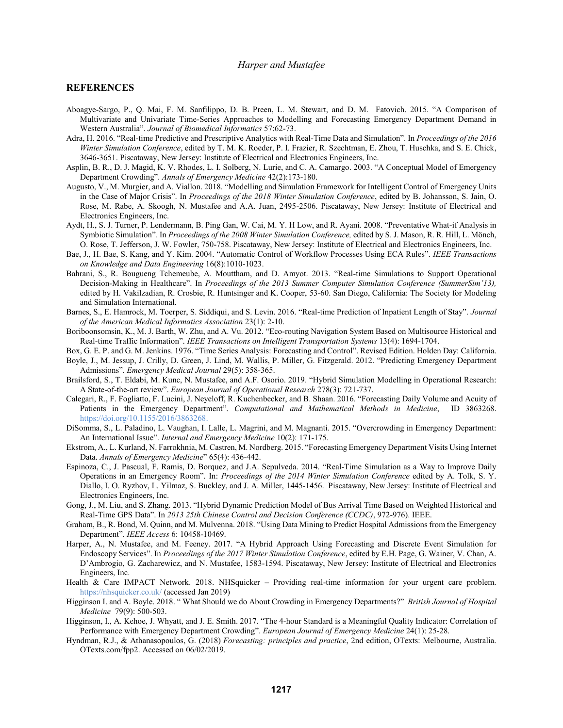## REFERENCES

Aboagye-Sargo, P., Q. Mai, F. M. Sanfilippo, D. B. Preen, L. M. Stewart, and D. M. Fatovich. 2015. "A Comparison of Multivariate and Univariate Time-Series Approaches to Modelling and Forecasting Emergency Department Demand in Western Australia". *Journal of Biomedical Informatics* 57:62-73.

Adra, H. 2016. "Real-time Predictive and Prescriptive Analytics with Real-Time Data and Simulation". In *Proceedings of the 2016 Winter Simulation Conference*, edited by T. M. K. Roeder, P. I. Frazier, R. Szechtman, E. Zhou, T. Huschka, and S. E. Chick, 3646-3651. Piscataway, New Jersey: Institute of Electrical and Electronics Engineers, Inc.

Asplin, B. R., D. J. Magid, K. V. Rhodes, L. I. Solberg, N. Lurie, and C. A. Camargo. 2003. "A Conceptual Model of Emergency Department Crowding". *Annals of Emergency Medicine* 42(2):173-180.

Augusto, V., M. Murgier, and A. Viallon. 2018. "Modelling and Simulation Framework for Intelligent Control of Emergency Units in the Case of Major Crisis". In *Proceedings of the 2018 Winter Simulation Conference*, edited by B. Johansson, S. Jain, O. Rose, M. Rabe, A. Skoogh, N. Mustafee and A.A. Juan, 2495-2506. Piscataway, New Jersey: Institute of Electrical and Electronics Engineers, Inc.

Aydt, H., S. J. Turner, P. Lendermann, B. Ping Gan, W. Cai, M. Y. H Low, and R. Ayani. 2008. "Preventative What-if Analysis in Symbiotic Simulation". In *Proceedings of the 2008 Winter Simulation Conference,* edited by S. J. Mason, R. R. Hill, L. Mönch, O. Rose, T. Jefferson, J. W. Fowler, 750-758. Piscataway, New Jersey: Institute of Electrical and Electronics Engineers, Inc.

Bae, J., H. Bae, S. Kang, and Y. Kim. 2004. "Automatic Control of Workflow Processes Using ECA Rules". *IEEE Transactions on Knowledge and Data Engineering* 16(8):1010-1023.

Bahrani, S., R. Bougueng Tchemeube, A. Mouttham, and D. Amyot. 2013. "Real-time Simulations to Support Operational Decision-Making in Healthcare". In *Proceedings of the 2013 Summer Computer Simulation Conference (SummerSim'13),* edited by H. Vakilzadian, R. Crosbie, R. Huntsinger and K. Cooper, 53-60. San Diego, California: The Society for Modeling and Simulation International.

Barnes, S., E. Hamrock, M. Toerper, S. Siddiqui, and S. Levin. 2016. "Real-time Prediction of Inpatient Length of Stay". *Journal of the American Medical Informatics Association* 23(1): 2-10.

Boriboonsomsin, K., M. J. Barth, W. Zhu, and A. Vu. 2012. "Eco-routing Navigation System Based on Multisource Historical and Real-time Traffic Information". *IEEE Transactions on Intelligent Transportation Systems* 13(4): 1694-1704.

Box, G. E. P. and G. M. Jenkins. 1976. "Time Series Analysis: Forecasting and Control". Revised Edition. Holden Day: California.

Boyle, J., M. Jessup, J. Crilly, D. Green, J. Lind, M. Wallis, P. Miller, G. Fitzgerald. 2012. "Predicting Emergency Department Admissions". *Emergency Medical Journal* 29(5): 358-365.

Brailsford, S., T. Eldabi, M. Kunc, N. Mustafee, and A.F. Osorio. 2019. "Hybrid Simulation Modelling in Operational Research: A State-of-the-art review". *European Journal of Operational Research* 278(3): 721-737.

Calegari, R., F. Fogliatto, F. Lucini, J. Neyeloff, R. Kuchenbecker, and B. Shaan. 2016. "Forecasting Daily Volume and Acuity of Patients in the Emergency Department". *Computational and Mathematical Methods in Medicine*, ID 3863268. https://doi.org/10.1155/2016/3863268.

DiSomma, S., L. Paladino, L. Vaughan, I. Lalle, L. Magrini, and M. Magnanti. 2015. "Overcrowding in Emergency Department: An International Issue". *Internal and Emergency Medicine* 10(2): 171-175.

Ekstrom, A., L. Kurland, N. Farrokhnia, M. Castren, M. Nordberg. 2015. "Forecasting Emergency Department Visits Using Internet Data. *Annals of Emergency Medicine*" 65(4): 436-442.

Espinoza, C., J. Pascual, F. Ramis, D. Borquez, and J.A. Sepulveda. 2014. "Real-Time Simulation as a Way to Improve Daily Operations in an Emergency Room". In: *Proceedings of the 2014 Winter Simulation Conference* edited by A. Tolk, S. Y. Diallo, I. O. Ryzhov, L. Yilmaz, S. Buckley, and J. A. Miller, 1445-1456. Piscataway, New Jersey: Institute of Electrical and Electronics Engineers, Inc.

Gong, J., M. Liu, and S. Zhang. 2013. "Hybrid Dynamic Prediction Model of Bus Arrival Time Based on Weighted Historical and Real-Time GPS Data". In *2013 25th Chinese Control and Decision Conference (CCDC)*, 972-976). IEEE.

Graham, B., R. Bond, M. Quinn, and M. Mulvenna. 2018. "Using Data Mining to Predict Hospital Admissions from the Emergency Department". *IEEE Access* 6: 10458-10469.

Harper, A., N. Mustafee, and M. Feeney. 2017. "A Hybrid Approach Using Forecasting and Discrete Event Simulation for Endoscopy Services". In *Proceedings of the 2017 Winter Simulation Conference*, edited by E.H. Page, G. Wainer, V. Chan, A. D'Ambrogio, G. Zacharewicz, and N. Mustafee, 1583-1594. Piscataway, New Jersey: Institute of Electrical and Electronics Engineers, Inc.

Health & Care IMPACT Network. 2018. NHSquicker – Providing real-time information for your urgent care problem. https://nhsquicker.co.uk/ (accessed Jan 2019)

Higginson I. and A. Boyle. 2018. " What Should we do About Crowding in Emergency Departments?" *British Journal of Hospital Medicine* 79(9): 500-503.

Higginson, I., A. Kehoe, J. Whyatt, and J. E. Smith. 2017. "The 4-hour Standard is a Meaningful Quality Indicator: Correlation of Performance with Emergency Department Crowding". *European Journal of Emergency Medicine* 24(1): 25-28.

Hyndman, R.J., & Athanasopoulos, G. (2018) *Forecasting: principles and practice*, 2nd edition, OTexts: Melbourne, Australia. OTexts.com/fpp2. Accessed on 06/02/2019.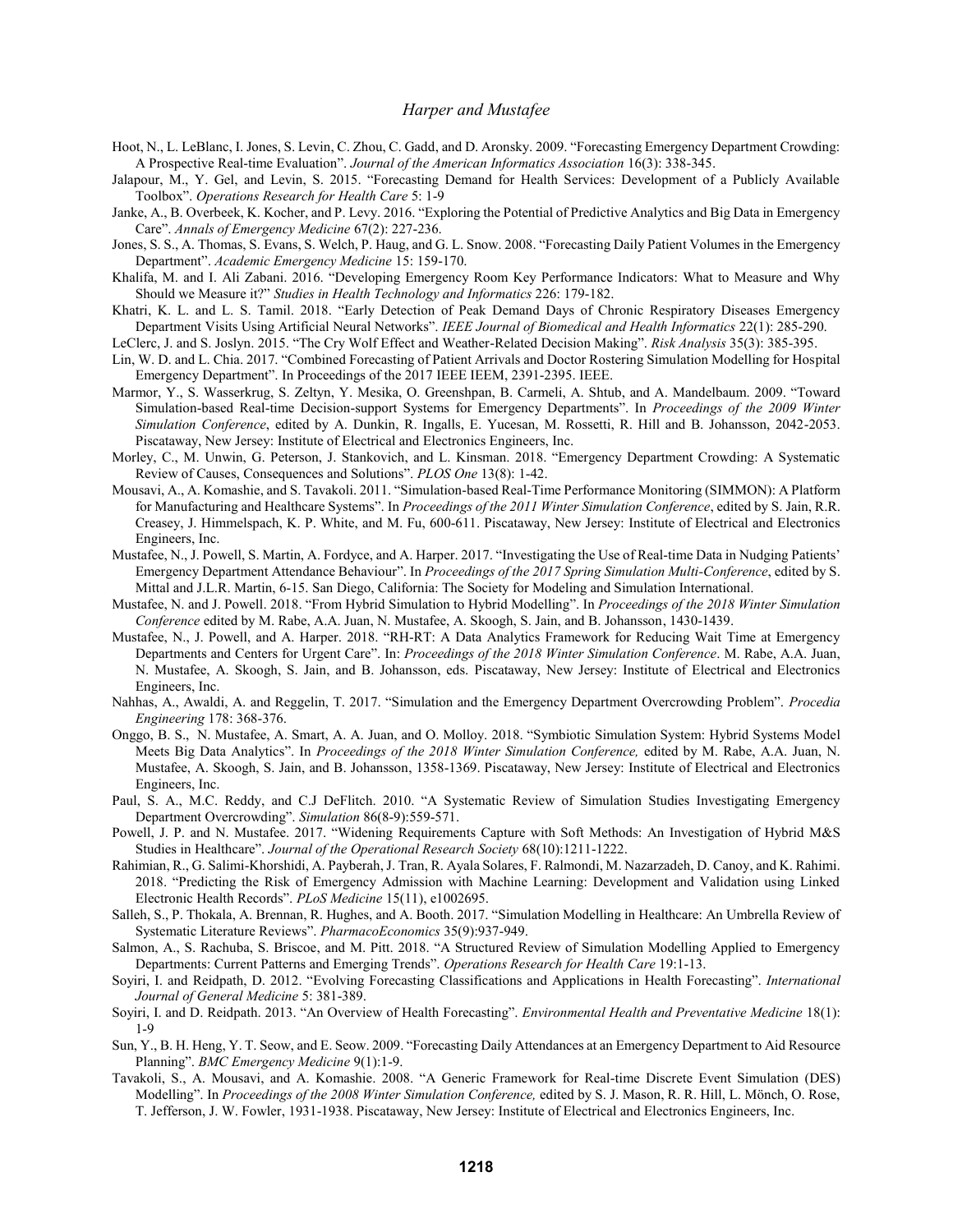Hoot, N., L. LeBlanc, I. Jones, S. Levin, C. Zhou, C. Gadd, and D. Aronsky. 2009. "Forecasting Emergency Department Crowding: A Prospective Real-time Evaluation". *Journal of the American Informatics Association* 16(3): 338-345.

Jalapour, M., Y. Gel, and Levin, S. 2015. "Forecasting Demand for Health Services: Development of a Publicly Available Toolbox". *Operations Research for Health Care* 5: 1-9

Janke, A., B. Overbeek, K. Kocher, and P. Levy. 2016. "Exploring the Potential of Predictive Analytics and Big Data in Emergency Care". *Annals of Emergency Medicine* 67(2): 227-236.

Jones, S. S., A. Thomas, S. Evans, S. Welch, P. Haug, and G. L. Snow. 2008. "Forecasting Daily Patient Volumes in the Emergency Department". *Academic Emergency Medicine* 15: 159-170.

Khalifa, M. and I. Ali Zabani. 2016. "Developing Emergency Room Key Performance Indicators: What to Measure and Why Should we Measure it?" *Studies in Health Technology and Informatics* 226: 179-182.

Khatri, K. L. and L. S. Tamil. 2018. "Early Detection of Peak Demand Days of Chronic Respiratory Diseases Emergency Department Visits Using Artificial Neural Networks". *IEEE Journal of Biomedical and Health Informatics* 22(1): 285-290.

LeClerc, J. and S. Joslyn. 2015. "The Cry Wolf Effect and Weather-Related Decision Making". *Risk Analysis* 35(3): 385-395.

Lin, W. D. and L. Chia. 2017. "Combined Forecasting of Patient Arrivals and Doctor Rostering Simulation Modelling for Hospital Emergency Department". In Proceedings of the 2017 IEEE IEEM, 2391-2395. IEEE.

Marmor, Y., S. Wasserkrug, S. Zeltyn, Y. Mesika, O. Greenshpan, B. Carmeli, A. Shtub, and A. Mandelbaum. 2009. "Toward Simulation-based Real-time Decision-support Systems for Emergency Departments". In *Proceedings of the 2009 Winter Simulation Conference*, edited by A. Dunkin, R. Ingalls, E. Yucesan, M. Rossetti, R. Hill and B. Johansson, 2042-2053. Piscataway, New Jersey: Institute of Electrical and Electronics Engineers, Inc.

Morley, C., M. Unwin, G. Peterson, J. Stankovich, and L. Kinsman. 2018. "Emergency Department Crowding: A Systematic Review of Causes, Consequences and Solutions". *PLOS One* 13(8): 1-42.

Mousavi, A., A. Komashie, and S. Tavakoli. 2011. "Simulation-based Real-Time Performance Monitoring (SIMMON): A Platform for Manufacturing and Healthcare Systems". In *Proceedings of the 2011 Winter Simulation Conference*, edited by S. Jain, R.R. Creasey, J. Himmelspach, K. P. White, and M. Fu, 600-611. Piscataway, New Jersey: Institute of Electrical and Electronics Engineers, Inc.

Mustafee, N., J. Powell, S. Martin, A. Fordyce, and A. Harper. 2017. "Investigating the Use of Real-time Data in Nudging Patients' Emergency Department Attendance Behaviour". In *Proceedings of the 2017 Spring Simulation Multi-Conference*, edited by S. Mittal and J.L.R. Martin, 6-15. San Diego, California: The Society for Modeling and Simulation International.

Mustafee, N. and J. Powell. 2018. "From Hybrid Simulation to Hybrid Modelling". In *Proceedings of the 2018 Winter Simulation Conference* edited by M. Rabe, A.A. Juan, N. Mustafee, A. Skoogh, S. Jain, and B. Johansson, 1430-1439.

Mustafee, N., J. Powell, and A. Harper. 2018. "RH-RT: A Data Analytics Framework for Reducing Wait Time at Emergency Departments and Centers for Urgent Care". In: *Proceedings of the 2018 Winter Simulation Conference*. M. Rabe, A.A. Juan, N. Mustafee, A. Skoogh, S. Jain, and B. Johansson, eds. Piscataway, New Jersey: Institute of Electrical and Electronics Engineers, Inc.

Nahhas, A., Awaldi, A. and Reggelin, T. 2017. "Simulation and the Emergency Department Overcrowding Problem". *Procedia Engineering* 178: 368-376.

Onggo, B. S., N. Mustafee, A. Smart, A. A. Juan, and O. Molloy. 2018. "Symbiotic Simulation System: Hybrid Systems Model Meets Big Data Analytics". In *Proceedings of the 2018 Winter Simulation Conference,* edited by M. Rabe, A.A. Juan, N. Mustafee, A. Skoogh, S. Jain, and B. Johansson, 1358-1369. Piscataway, New Jersey: Institute of Electrical and Electronics Engineers, Inc.

Paul, S. A., M.C. Reddy, and C.J DeFlitch. 2010. "A Systematic Review of Simulation Studies Investigating Emergency Department Overcrowding". *Simulation* 86(8-9):559-571.

Powell, J. P. and N. Mustafee. 2017. "Widening Requirements Capture with Soft Methods: An Investigation of Hybrid M&S Studies in Healthcare". *Journal of the Operational Research Society* 68(10):1211-1222.

Rahimian, R., G. Salimi-Khorshidi, A. Payberah, J. Tran, R. Ayala Solares, F. Ralmondi, M. Nazarzadeh, D. Canoy, and K. Rahimi. 2018. "Predicting the Risk of Emergency Admission with Machine Learning: Development and Validation using Linked Electronic Health Records". *PLoS Medicine* 15(11), e1002695.

Salleh, S., P. Thokala, A. Brennan, R. Hughes, and A. Booth. 2017. "Simulation Modelling in Healthcare: An Umbrella Review of Systematic Literature Reviews". *PharmacoEconomics* 35(9):937-949.

Salmon, A., S. Rachuba, S. Briscoe, and M. Pitt. 2018. "A Structured Review of Simulation Modelling Applied to Emergency Departments: Current Patterns and Emerging Trends". *Operations Research for Health Care* 19:1-13.

Soyiri, I. and Reidpath, D. 2012. "Evolving Forecasting Classifications and Applications in Health Forecasting". *International Journal of General Medicine* 5: 381-389.

Soyiri, I. and D. Reidpath. 2013. "An Overview of Health Forecasting". *Environmental Health and Preventative Medicine* 18(1): 1-9

Sun, Y., B. H. Heng, Y. T. Seow, and E. Seow. 2009. "Forecasting Daily Attendances at an Emergency Department to Aid Resource Planning". *BMC Emergency Medicine* 9(1):1-9.

Tavakoli, S., A. Mousavi, and A. Komashie. 2008. "A Generic Framework for Real-time Discrete Event Simulation (DES) Modelling". In *Proceedings of the 2008 Winter Simulation Conference,* edited by S. J. Mason, R. R. Hill, L. Mönch, O. Rose, T. Jefferson, J. W. Fowler, 1931-1938. Piscataway, New Jersey: Institute of Electrical and Electronics Engineers, Inc.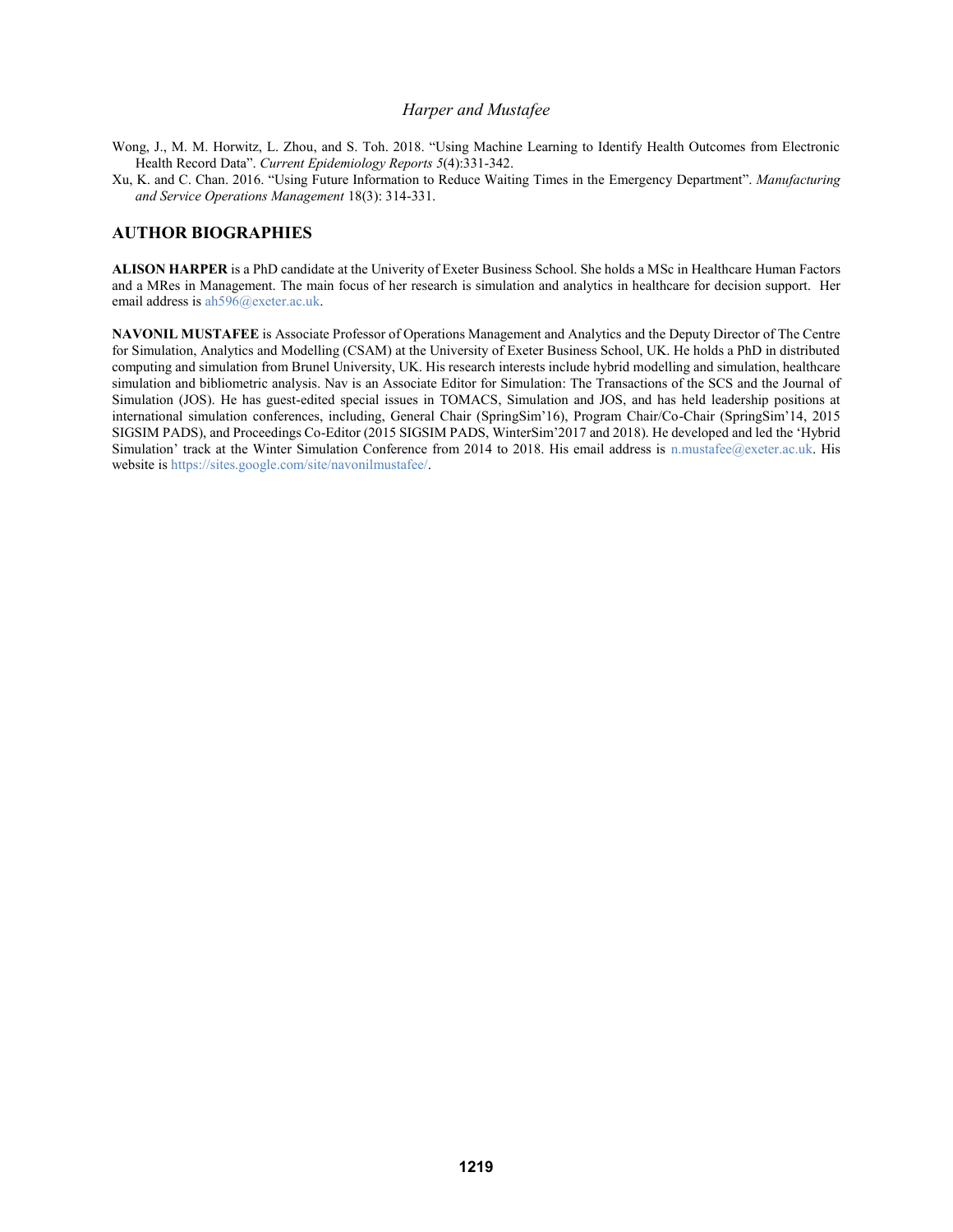Wong, J., M. M. Horwitz, L. Zhou, and S. Toh. 2018. "Using Machine Learning to Identify Health Outcomes from Electronic Health Record Data". *Current Epidemiology Reports 5*(4):331-342.

Xu, K. and C. Chan. 2016. "Using Future Information to Reduce Waiting Times in the Emergency Department". *Manufacturing and Service Operations Management* 18(3): 314-331.

## AUTHOR BIOGRAPHIES

**ALISON HARPER** is a PhD candidate at the Univerity of Exeter Business School. She holds a MSc in Healthcare Human Factors and a MRes in Management. The main focus of her research is simulation and analytics in healthcare for decision support. Her email address is ah596@exeter.ac.uk.

**NAVONIL MUSTAFEE** is Associate Professor of Operations Management and Analytics and the Deputy Director of The Centre for Simulation, Analytics and Modelling (CSAM) at the University of Exeter Business School, UK. He holds a PhD in distributed computing and simulation from Brunel University, UK. His research interests include hybrid modelling and simulation, healthcare simulation and bibliometric analysis. Nav is an Associate Editor for Simulation: The Transactions of the SCS and the Journal of Simulation (JOS). He has guest-edited special issues in TOMACS, Simulation and JOS, and has held leadership positions at international simulation conferences, including, General Chair (SpringSim'16), Program Chair/Co-Chair (SpringSim'14, 2015 SIGSIM PADS), and Proceedings Co-Editor (2015 SIGSIM PADS, WinterSim'2017 and 2018). He developed and led the 'Hybrid Simulation' track at the Winter Simulation Conference from 2014 to 2018. His email address is n.mustafee@exeter.ac.uk. His website is https://sites.google.com/site/navonilmustafee/.